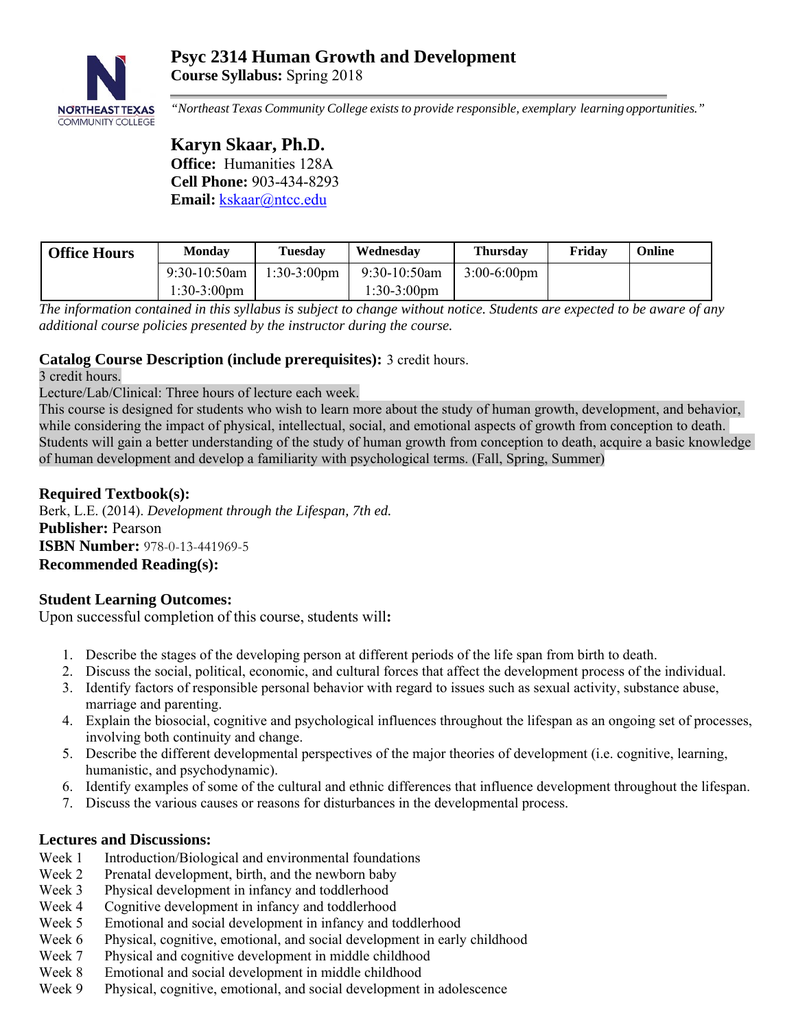# Psyc 2314 Human Growth and Development

**Course Syllabus:** Spring 2018

*"Northeast Texas Community College exists to provide responsible, exemplary learning opportunities."*

## Karyn Skaar, Ph.D.

**Office:** Humanities 128A
**Cell Phone:** 903-434-8293
**Email:** kskaar@ntcc.edu

| Office Hours | Monday | Tuesday | Wednesday | Thursday | Friday | Online |
|---|---|---|---|---|---|---|
| | 9:30-10:50am<br>1:30-3:00pm | 1:30-3:00pm | 9:30-10:50am<br>1:30-3:00pm | 3:00-6:00pm | | |

*The information contained in this syllabus is subject to change without notice. Students are expected to be aware of any additional course policies presented by the instructor during the course.*

**Catalog Course Description (include prerequisites):** 3 credit hours.

3 credit hours.

Lecture/Lab/Clinical: Three hours of lecture each week.

This course is designed for students who wish to learn more about the study of human growth, development, and behavior, while considering the impact of physical, intellectual, social, and emotional aspects of growth from conception to death. Students will gain a better understanding of the study of human growth from conception to death, acquire a basic knowledge of human development and develop a familiarity with psychological terms. (Fall, Spring, Summer)

**Required Textbook(s):**

Berk, L.E. (2014). *Development through the Lifespan, 7th ed.*

**Publisher:** Pearson

**ISBN Number:** 978-0-13-441969-5

**Recommended Reading(s):**

**Student Learning Outcomes:**

Upon successful completion of this course, students will**:**

1. Describe the stages of the developing person at different periods of the life span from birth to death.
2. Discuss the social, political, economic, and cultural forces that affect the development process of the individual.
3. Identify factors of responsible personal behavior with regard to issues such as sexual activity, substance abuse, marriage and parenting.
4. Explain the biosocial, cognitive and psychological influences throughout the lifespan as an ongoing set of processes, involving both continuity and change.
5. Describe the different developmental perspectives of the major theories of development (i.e. cognitive, learning, humanistic, and psychodynamic).
6. Identify examples of some of the cultural and ethnic differences that influence development throughout the lifespan.
7. Discuss the various causes or reasons for disturbances in the developmental process.

**Lectures and Discussions:**

Week 1 Introduction/Biological and environmental foundations
Week 2 Prenatal development, birth, and the newborn baby
Week 3 Physical development in infancy and toddlerhood
Week 4 Cognitive development in infancy and toddlerhood
Week 5 Emotional and social development in infancy and toddlerhood
Week 6 Physical, cognitive, emotional, and social development in early childhood
Week 7 Physical and cognitive development in middle childhood
Week 8 Emotional and social development in middle childhood
Week 9 Physical, cognitive, emotional, and social development in adolescence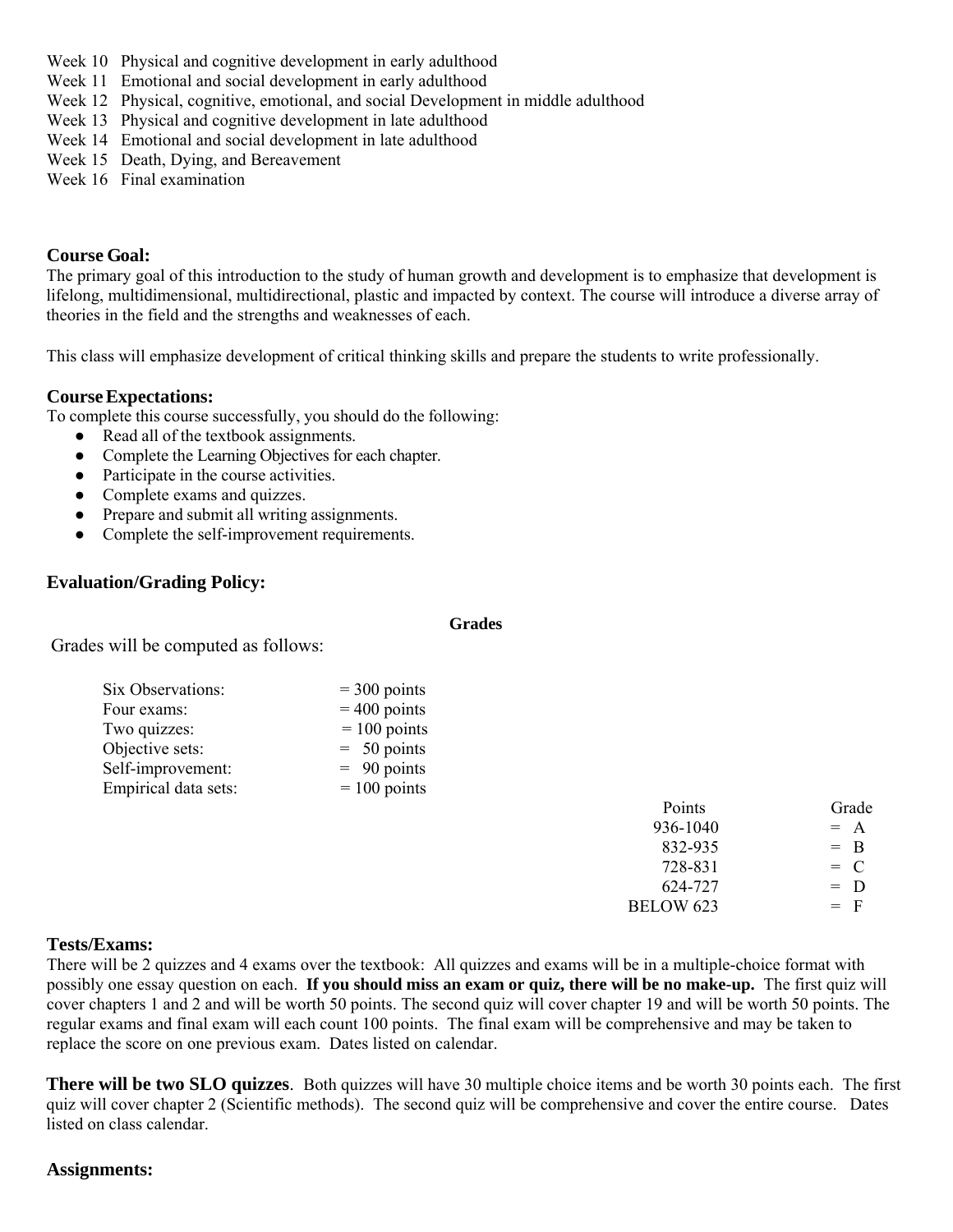Week 10 Physical and cognitive development in early adulthood
Week 11 Emotional and social development in early adulthood
Week 12 Physical, cognitive, emotional, and social Development in middle adulthood
Week 13 Physical and cognitive development in late adulthood
Week 14 Emotional and social development in late adulthood
Week 15 Death, Dying, and Bereavement
Week 16 Final examination

**Course Goal:**
The primary goal of this introduction to the study of human growth and development is to emphasize that development is lifelong, multidimensional, multidirectional, plastic and impacted by context. The course will introduce a diverse array of theories in the field and the strengths and weaknesses of each.

This class will emphasize development of critical thinking skills and prepare the students to write professionally.

**Course Expectations:**
To complete this course successfully, you should do the following:

- Read all of the textbook assignments.
- Complete the Learning Objectives for each chapter.
- Participate in the course activities.
- Complete exams and quizzes.
- Prepare and submit all writing assignments.
- Complete the self-improvement requirements.

**Evaluation/Grading Policy:**

**Grades**

Grades will be computed as follows:

| | |
|---|---|
| Six Observations: | = 300 points |
| Four exams: | = 400 points |
| Two quizzes: | = 100 points |
| Objective sets: | = 50 points |
| Self-improvement: | = 90 points |
| Empirical data sets: | = 100 points |

| Points | Grade |
|---|---|
| 936-1040 | = A |
| 832-935 | = B |
| 728-831 | = C |
| 624-727 | = D |
| BELOW 623 | = F |

**Tests/Exams:**
There will be 2 quizzes and 4 exams over the textbook: All quizzes and exams will be in a multiple-choice format with possibly one essay question on each. **If you should miss an exam or quiz, there will be no make-up.** The first quiz will cover chapters 1 and 2 and will be worth 50 points. The second quiz will cover chapter 19 and will be worth 50 points. The regular exams and final exam will each count 100 points. The final exam will be comprehensive and may be taken to replace the score on one previous exam. Dates listed on calendar.

**There will be two SLO quizzes**. Both quizzes will have 30 multiple choice items and be worth 30 points each. The first quiz will cover chapter 2 (Scientific methods). The second quiz will be comprehensive and cover the entire course. Dates listed on class calendar.

**Assignments:**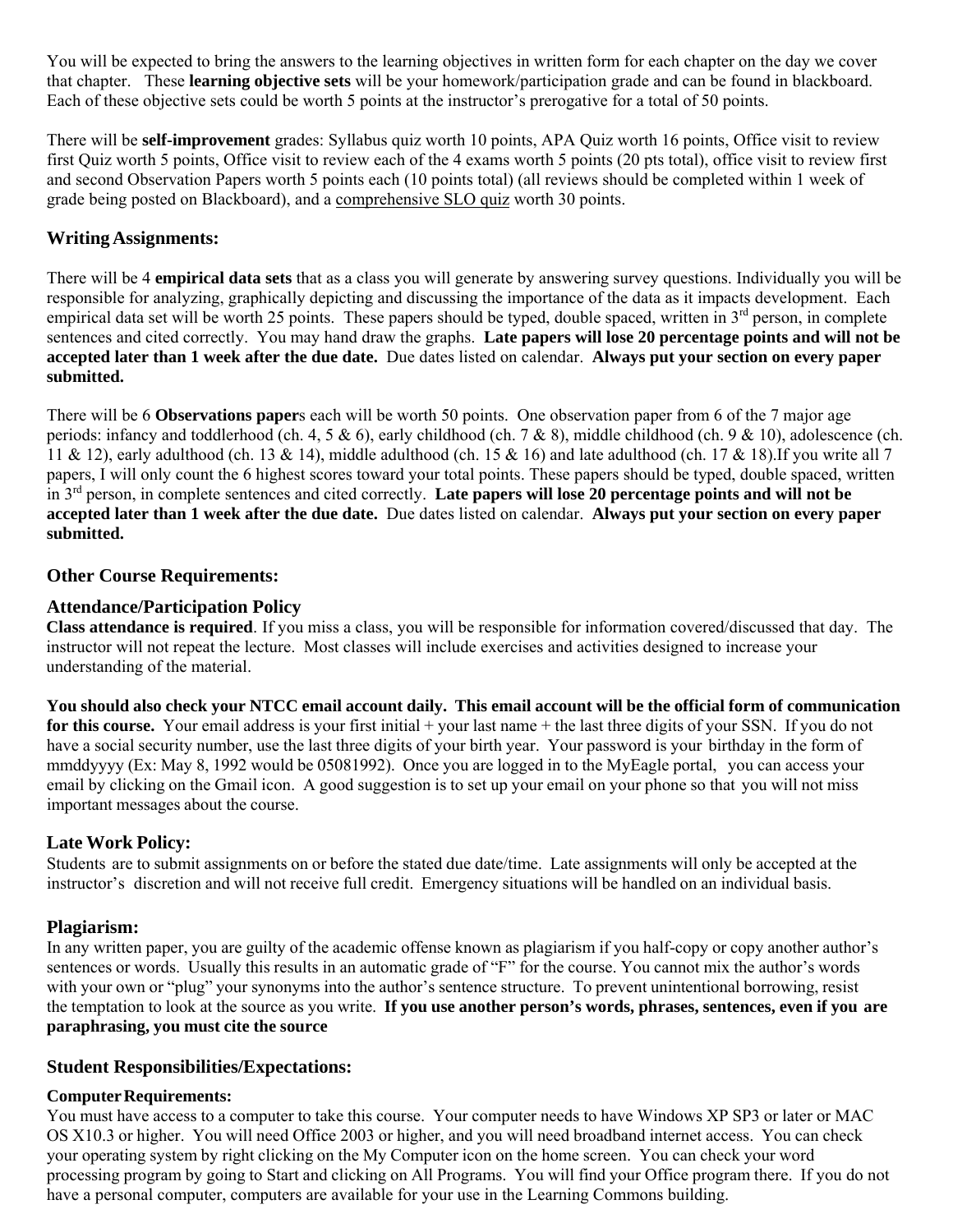You will be expected to bring the answers to the learning objectives in written form for each chapter on the day we cover that chapter. These **learning objective sets** will be your homework/participation grade and can be found in blackboard. Each of these objective sets could be worth 5 points at the instructor's prerogative for a total of 50 points.

There will be **self-improvement** grades: Syllabus quiz worth 10 points, APA Quiz worth 16 points, Office visit to review first Quiz worth 5 points, Office visit to review each of the 4 exams worth 5 points (20 pts total), office visit to review first and second Observation Papers worth 5 points each (10 points total) (all reviews should be completed within 1 week of grade being posted on Blackboard), and a comprehensive SLO quiz worth 30 points.

### Writing Assignments:

There will be 4 **empirical data sets** that as a class you will generate by answering survey questions. Individually you will be responsible for analyzing, graphically depicting and discussing the importance of the data as it impacts development. Each empirical data set will be worth 25 points. These papers should be typed, double spaced, written in 3rd person, in complete sentences and cited correctly. You may hand draw the graphs. **Late papers will lose 20 percentage points and will not be accepted later than 1 week after the due date.** Due dates listed on calendar. **Always put your section on every paper submitted.**

There will be 6 **Observations paper**s each will be worth 50 points. One observation paper from 6 of the 7 major age periods: infancy and toddlerhood (ch. 4, 5 & 6), early childhood (ch. 7 & 8), middle childhood (ch. 9 & 10), adolescence (ch. 11 & 12), early adulthood (ch. 13 & 14), middle adulthood (ch. 15 & 16) and late adulthood (ch. 17 & 18).If you write all 7 papers, I will only count the 6 highest scores toward your total points. These papers should be typed, double spaced, written in 3rd person, in complete sentences and cited correctly. **Late papers will lose 20 percentage points and will not be accepted later than 1 week after the due date.** Due dates listed on calendar. **Always put your section on every paper submitted.**

### Other Course Requirements:

### Attendance/Participation Policy

**Class attendance is required**. If you miss a class, you will be responsible for information covered/discussed that day. The instructor will not repeat the lecture. Most classes will include exercises and activities designed to increase your understanding of the material.

**You should also check your NTCC email account daily. This email account will be the official form of communication for this course.** Your email address is your first initial + your last name + the last three digits of your SSN. If you do not have a social security number, use the last three digits of your birth year. Your password is your birthday in the form of mmddyyyy (Ex: May 8, 1992 would be 05081992). Once you are logged in to the MyEagle portal, you can access your email by clicking on the Gmail icon. A good suggestion is to set up your email on your phone so that you will not miss important messages about the course.

### Late Work Policy:

Students are to submit assignments on or before the stated due date/time. Late assignments will only be accepted at the instructor's discretion and will not receive full credit. Emergency situations will be handled on an individual basis.

### Plagiarism:

In any written paper, you are guilty of the academic offense known as plagiarism if you half-copy or copy another author's sentences or words. Usually this results in an automatic grade of "F" for the course. You cannot mix the author's words with your own or "plug" your synonyms into the author's sentence structure. To prevent unintentional borrowing, resist the temptation to look at the source as you write. **If you use another person's words, phrases, sentences, even if you are paraphrasing, you must cite the source**

### Student Responsibilities/Expectations:

#### Computer Requirements:

You must have access to a computer to take this course. Your computer needs to have Windows XP SP3 or later or MAC OS X10.3 or higher. You will need Office 2003 or higher, and you will need broadband internet access. You can check your operating system by right clicking on the My Computer icon on the home screen. You can check your word processing program by going to Start and clicking on All Programs. You will find your Office program there. If you do not have a personal computer, computers are available for your use in the Learning Commons building.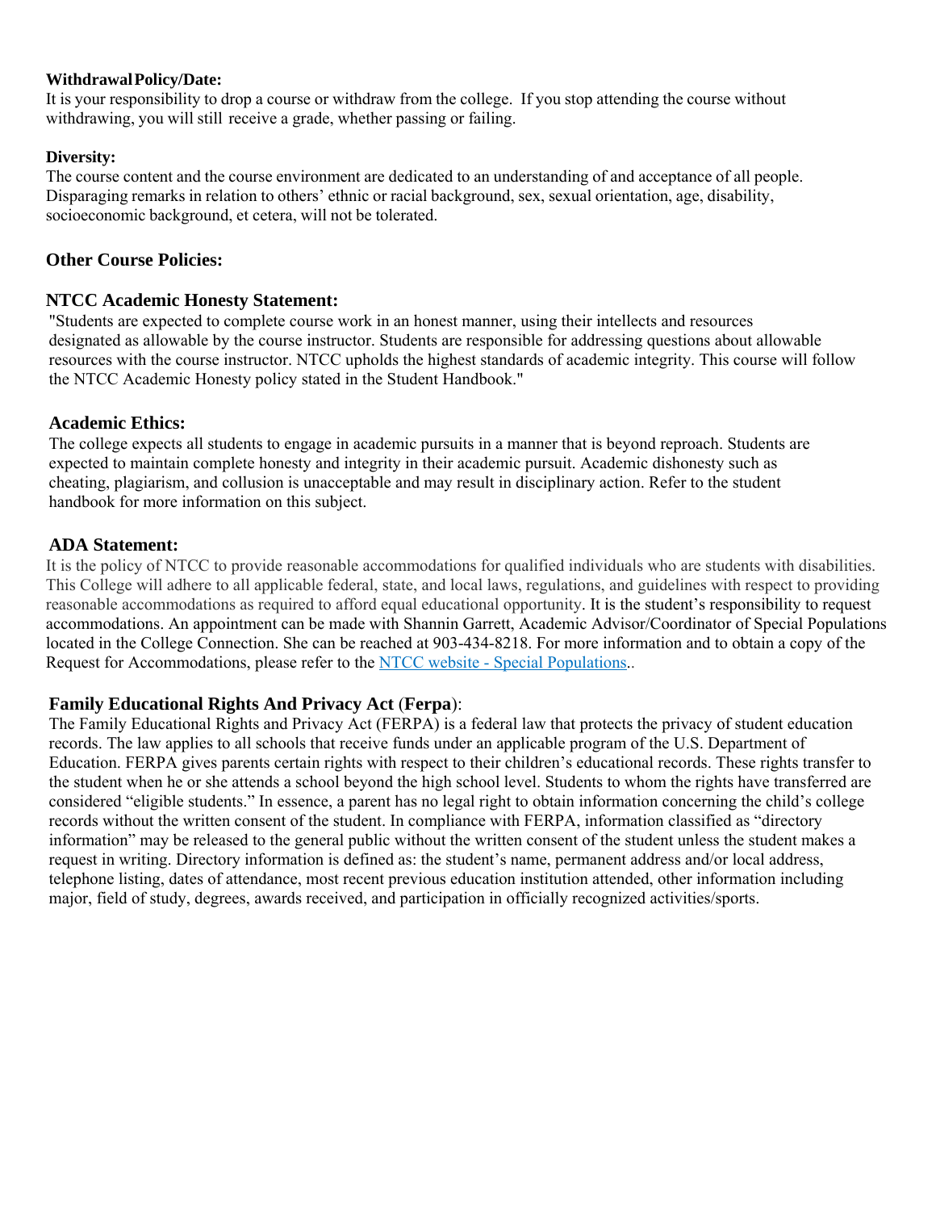**Withdrawal Policy/Date:**
It is your responsibility to drop a course or withdraw from the college. If you stop attending the course without withdrawing, you will still receive a grade, whether passing or failing.

**Diversity:**
The course content and the course environment are dedicated to an understanding of and acceptance of all people. Disparaging remarks in relation to others' ethnic or racial background, sex, sexual orientation, age, disability, socioeconomic background, et cetera, will not be tolerated.

## Other Course Policies:

### NTCC Academic Honesty Statement:

"Students are expected to complete course work in an honest manner, using their intellects and resources designated as allowable by the course instructor. Students are responsible for addressing questions about allowable resources with the course instructor. NTCC upholds the highest standards of academic integrity. This course will follow the NTCC Academic Honesty policy stated in the Student Handbook."

### Academic Ethics:

The college expects all students to engage in academic pursuits in a manner that is beyond reproach. Students are expected to maintain complete honesty and integrity in their academic pursuit. Academic dishonesty such as cheating, plagiarism, and collusion is unacceptable and may result in disciplinary action. Refer to the student handbook for more information on this subject.

### ADA Statement:

It is the policy of NTCC to provide reasonable accommodations for qualified individuals who are students with disabilities. This College will adhere to all applicable federal, state, and local laws, regulations, and guidelines with respect to providing reasonable accommodations as required to afford equal educational opportunity. It is the student's responsibility to request accommodations. An appointment can be made with Shannin Garrett, Academic Advisor/Coordinator of Special Populations located in the College Connection. She can be reached at 903-434-8218. For more information and to obtain a copy of the Request for Accommodations, please refer to the NTCC website - Special Populations..

### Family Educational Rights And Privacy Act (Ferpa):

The Family Educational Rights and Privacy Act (FERPA) is a federal law that protects the privacy of student education records. The law applies to all schools that receive funds under an applicable program of the U.S. Department of Education. FERPA gives parents certain rights with respect to their children's educational records. These rights transfer to the student when he or she attends a school beyond the high school level. Students to whom the rights have transferred are considered "eligible students." In essence, a parent has no legal right to obtain information concerning the child's college records without the written consent of the student. In compliance with FERPA, information classified as "directory information" may be released to the general public without the written consent of the student unless the student makes a request in writing. Directory information is defined as: the student's name, permanent address and/or local address, telephone listing, dates of attendance, most recent previous education institution attended, other information including major, field of study, degrees, awards received, and participation in officially recognized activities/sports.